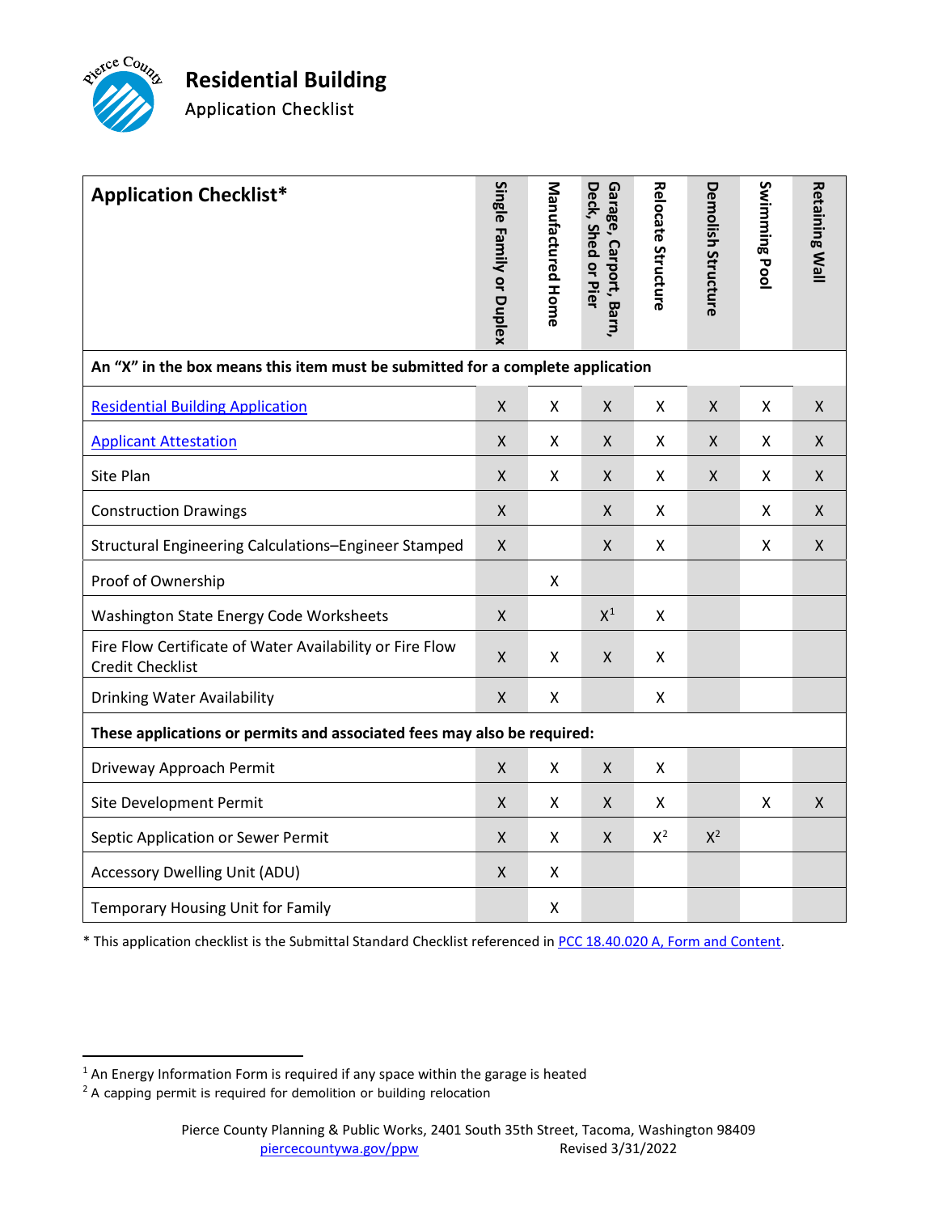# Residential Building

Application Checklist

| Application Checklist* | Single Family or Duplex | Manufactured Home | Garage, Carport, Barn, Deck, Shed or Pier | Relocate Structure | Demolish Structure | Swimming Pool | Retaining Wall |
|---|---|---|---|---|---|---|---|
| **An "X" in the box means this item must be submitted for a complete application** | | | | | | | |
| [Residential Building Application]() | X | X | X | X | X | X | X |
| [Applicant Attestation]() | X | X | X | X | X | X | X |
| Site Plan | X | X | X | X | X | X | X |
| Construction Drawings | X | | X | X | | X | X |
| Structural Engineering Calculations–Engineer Stamped | X | | X | X | | X | X |
| Proof of Ownership | | X | | | | | |
| Washington State Energy Code Worksheets | X | | X[1] | X | | | |
| Fire Flow Certificate of Water Availability or Fire Flow Credit Checklist | X | X | X | X | | | |
| Drinking Water Availability | X | X | | X | | | |
| **These applications or permits and associated fees may also be required:** | | | | | | | |
| Driveway Approach Permit | X | X | X | X | | | |
| Site Development Permit | X | X | X | X | | X | X |
| Septic Application or Sewer Permit | X | X | X | X[2] | X[2] | | |
| Accessory Dwelling Unit (ADU) | X | X | | | | | |
| Temporary Housing Unit for Family | | X | | | | | |

* This application checklist is the Submittal Standard Checklist referenced in [PCC 18.40.020 A, Form and Content]().

[1] An Energy Information Form is required if any space within the garage is heated

[2] A capping permit is required for demolition or building relocation

Pierce County Planning & Public Works, 2401 South 35th Street, Tacoma, Washington 98409
[piercecountywa.gov/ppw]() Revised 3/31/2022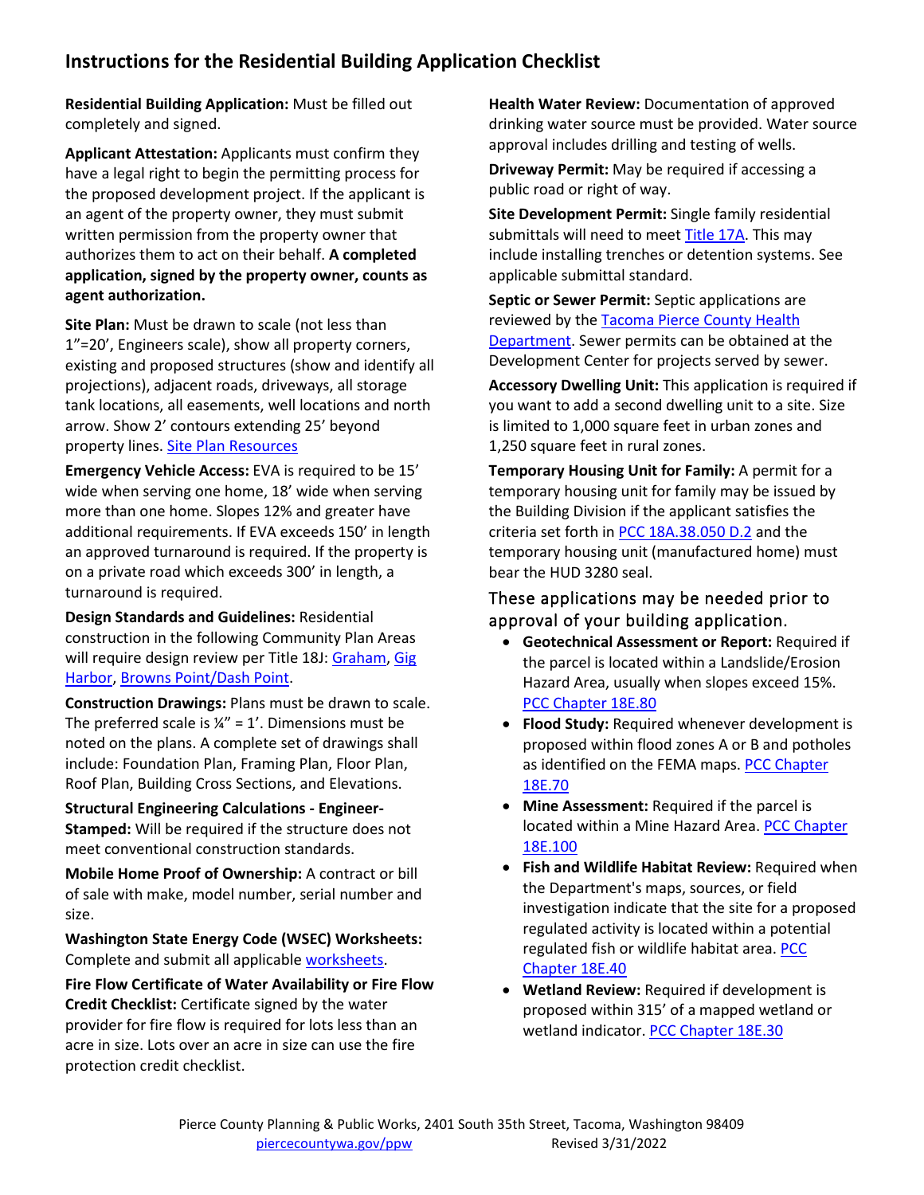# Instructions for the Residential Building Application Checklist

**Residential Building Application:** Must be filled out completely and signed.

**Applicant Attestation:** Applicants must confirm they have a legal right to begin the permitting process for the proposed development project. If the applicant is an agent of the property owner, they must submit written permission from the property owner that authorizes them to act on their behalf. **A completed application, signed by the property owner, counts as agent authorization.**

**Site Plan:** Must be drawn to scale (not less than 1"=20', Engineers scale), show all property corners, existing and proposed structures (show and identify all projections), adjacent roads, driveways, all storage tank locations, all easements, well locations and north arrow. Show 2' contours extending 25' beyond property lines. Site Plan Resources

**Emergency Vehicle Access:** EVA is required to be 15' wide when serving one home, 18' wide when serving more than one home. Slopes 12% and greater have additional requirements. If EVA exceeds 150' in length an approved turnaround is required. If the property is on a private road which exceeds 300' in length, a turnaround is required.

**Design Standards and Guidelines:** Residential construction in the following Community Plan Areas will require design review per Title 18J: Graham, Gig Harbor, Browns Point/Dash Point.

**Construction Drawings:** Plans must be drawn to scale. The preferred scale is ¼" = 1'. Dimensions must be noted on the plans. A complete set of drawings shall include: Foundation Plan, Framing Plan, Floor Plan, Roof Plan, Building Cross Sections, and Elevations.

**Structural Engineering Calculations - Engineer-Stamped:** Will be required if the structure does not meet conventional construction standards.

**Mobile Home Proof of Ownership:** A contract or bill of sale with make, model number, serial number and size.

**Washington State Energy Code (WSEC) Worksheets:** Complete and submit all applicable worksheets.

**Fire Flow Certificate of Water Availability or Fire Flow Credit Checklist:** Certificate signed by the water provider for fire flow is required for lots less than an acre in size. Lots over an acre in size can use the fire protection credit checklist.

**Health Water Review:** Documentation of approved drinking water source must be provided. Water source approval includes drilling and testing of wells.

**Driveway Permit:** May be required if accessing a public road or right of way.

**Site Development Permit:** Single family residential submittals will need to meet Title 17A. This may include installing trenches or detention systems. See applicable submittal standard.

**Septic or Sewer Permit:** Septic applications are reviewed by the Tacoma Pierce County Health Department. Sewer permits can be obtained at the Development Center for projects served by sewer.

**Accessory Dwelling Unit:** This application is required if you want to add a second dwelling unit to a site. Size is limited to 1,000 square feet in urban zones and 1,250 square feet in rural zones.

**Temporary Housing Unit for Family:** A permit for a temporary housing unit for family may be issued by the Building Division if the applicant satisfies the criteria set forth in PCC 18A.38.050 D.2 and the temporary housing unit (manufactured home) must bear the HUD 3280 seal.

## These applications may be needed prior to approval of your building application.

- **Geotechnical Assessment or Report:** Required if the parcel is located within a Landslide/Erosion Hazard Area, usually when slopes exceed 15%. PCC Chapter 18E.80
- **Flood Study:** Required whenever development is proposed within flood zones A or B and potholes as identified on the FEMA maps. PCC Chapter 18E.70
- **Mine Assessment:** Required if the parcel is located within a Mine Hazard Area. PCC Chapter 18E.100
- **Fish and Wildlife Habitat Review:** Required when the Department's maps, sources, or field investigation indicate that the site for a proposed regulated activity is located within a potential regulated fish or wildlife habitat area. PCC Chapter 18E.40
- **Wetland Review:** Required if development is proposed within 315' of a mapped wetland or wetland indicator. PCC Chapter 18E.30

Pierce County Planning & Public Works, 2401 South 35th Street, Tacoma, Washington 98409
piercecountywa.gov/ppw Revised 3/31/2022